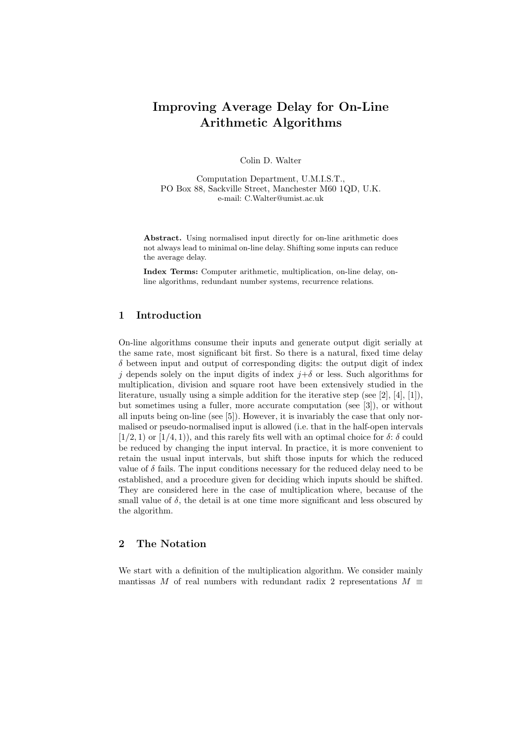# Improving Average Delay for On-Line Arithmetic Algorithms

Colin D. Walter

Computation Department, U.M.I.S.T.,
PO Box 88, Sackville Street, Manchester M60 1QD, U.K.
e-mail: C.Walter@umist.ac.uk

**Abstract.** Using normalised input directly for on-line arithmetic does not always lead to minimal on-line delay. Shifting some inputs can reduce the average delay.

**Index Terms:** Computer arithmetic, multiplication, on-line delay, on-line algorithms, redundant number systems, recurrence relations.

## 1 Introduction

On-line algorithms consume their inputs and generate output digit serially at the same rate, most significant bit first. So there is a natural, fixed time delay $\delta$ between input and output of corresponding digits: the output digit of index $j$ depends solely on the input digits of index $j+\delta$ or less. Such algorithms for multiplication, division and square root have been extensively studied in the literature, usually using a simple addition for the iterative step (see [2], [4], [1]), but sometimes using a fuller, more accurate computation (see [3]), or without all inputs being on-line (see [5]). However, it is invariably the case that only normalised or pseudo-normalised input is allowed (i.e. that in the half-open intervals $[1/2, 1)$ or $[1/4, 1)$), and this rarely fits well with an optimal choice for $\delta$: $\delta$ could be reduced by changing the input interval. In practice, it is more convenient to retain the usual input intervals, but shift those inputs for which the reduced value of $\delta$ fails. The input conditions necessary for the reduced delay need to be established, and a procedure given for deciding which inputs should be shifted. They are considered here in the case of multiplication where, because of the small value of $\delta$, the detail is at one time more significant and less obscured by the algorithm.

## 2 The Notation

We start with a definition of the multiplication algorithm. We consider mainly mantissas $M$ of real numbers with redundant radix 2 representations $M \equiv$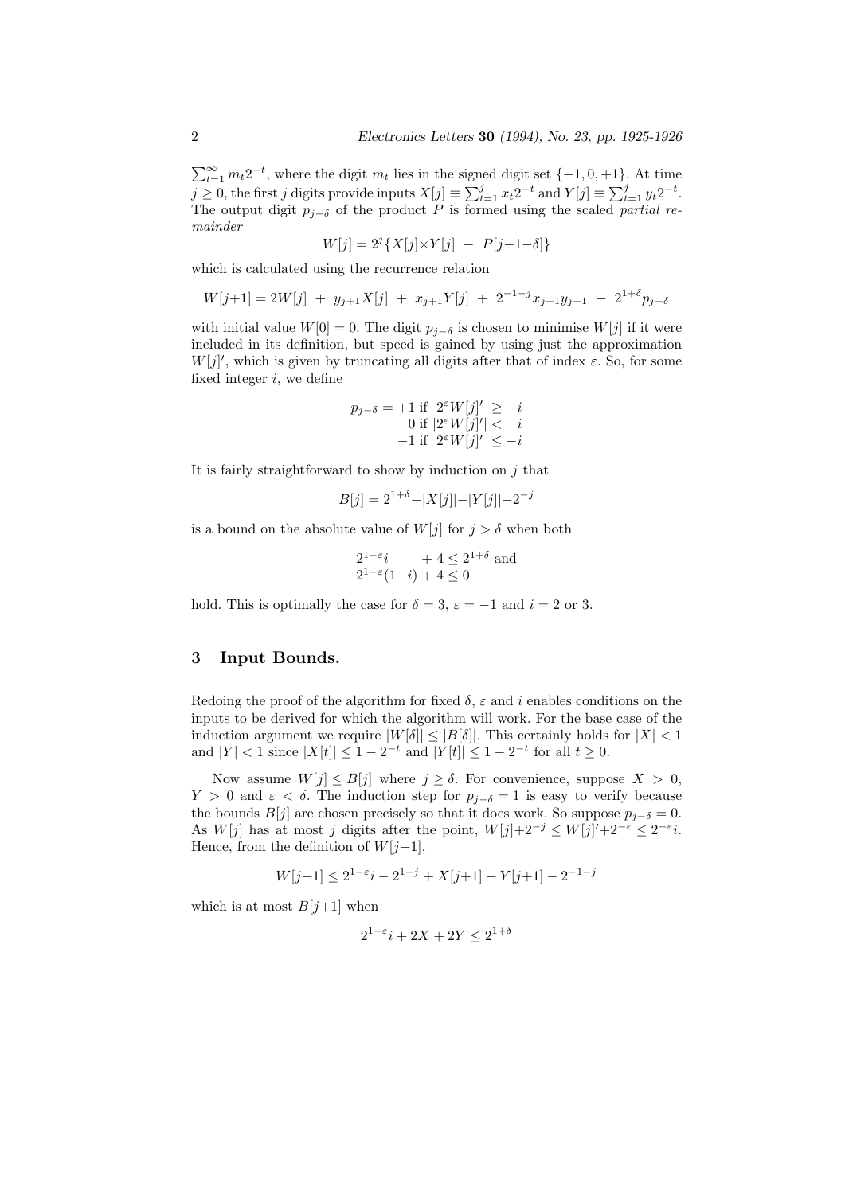$\sum_{t=1}^{\infty} m_t 2^{-t}$, where the digit $m_t$ lies in the signed digit set $\{-1, 0, +1\}$. At time $j \geq 0$, the first $j$ digits provide inputs $X[j] \equiv \sum_{t=1}^{j} x_t 2^{-t}$ and $Y[j] \equiv \sum_{t=1}^{j} y_t 2^{-t}$. The output digit $p_{j-\delta}$ of the product $P$ is formed using the scaled *partial remainder*

$$W[j] = 2^j\{X[j]{\times}Y[j] \;-\; P[j{-}1{-}\delta]\}$$

which is calculated using the recurrence relation

$$W[j{+}1] = 2W[j] \;+\; y_{j+1}X[j] \;+\; x_{j+1}Y[j] \;+\; 2^{-1-j}x_{j+1}y_{j+1} \;-\; 2^{1+\delta}p_{j-\delta}$$

with initial value $W[0] = 0$. The digit $p_{j-\delta}$ is chosen to minimise $W[j]$ if it were included in its definition, but speed is gained by using just the approximation $W[j]'$, which is given by truncating all digits after that of index $\varepsilon$. So, for some fixed integer $i$, we define

$$p_{j-\delta} = \begin{cases} +1 \text{ if } \; 2^{\varepsilon}W[j]' \;\geq\; i \\ \;\;\,0 \text{ if } \; |2^{\varepsilon}W[j]'| < \;\; i \\ -1 \text{ if } \; 2^{\varepsilon}W[j]' \;\leq -i \end{cases}$$

It is fairly straightforward to show by induction on $j$ that

$$B[j] = 2^{1+\delta} - |X[j]| - |Y[j]| - 2^{-j}$$

is a bound on the absolute value of $W[j]$ for $j > \delta$ when both

$$\begin{aligned} 2^{1-\varepsilon}i \qquad\; + 4 &\leq 2^{1+\delta} \text{ and} \\ 2^{1-\varepsilon}(1{-}i) + 4 &\leq 0 \end{aligned}$$

hold. This is optimally the case for $\delta = 3$, $\varepsilon = -1$ and $i = 2$ or 3.

## 3 Input Bounds.

Redoing the proof of the algorithm for fixed $\delta$, $\varepsilon$ and $i$ enables conditions on the inputs to be derived for which the algorithm will work. For the base case of the induction argument we require $|W[\delta]| \leq |B[\delta]|$. This certainly holds for $|X| < 1$ and $|Y| < 1$ since $|X[t]| \leq 1 - 2^{-t}$ and $|Y[t]| \leq 1 - 2^{-t}$ for all $t \geq 0$.

Now assume $W[j] \leq B[j]$ where $j \geq \delta$. For convenience, suppose $X > 0$, $Y > 0$ and $\varepsilon < \delta$. The induction step for $p_{j-\delta} = 1$ is easy to verify because the bounds $B[j]$ are chosen precisely so that it does work. So suppose $p_{j-\delta} = 0$. As $W[j]$ has at most $j$ digits after the point, $W[j]{+}2^{-j} \leq W[j]'{+}2^{-\varepsilon} \leq 2^{-\varepsilon}i$. Hence, from the definition of $W[j{+}1]$,

$$W[j{+}1] \leq 2^{1-\varepsilon}i - 2^{1-j} + X[j{+}1] + Y[j{+}1] - 2^{-1-j}$$

which is at most $B[j{+}1]$ when

$$2^{1-\varepsilon}i + 2X + 2Y \leq 2^{1+\delta}$$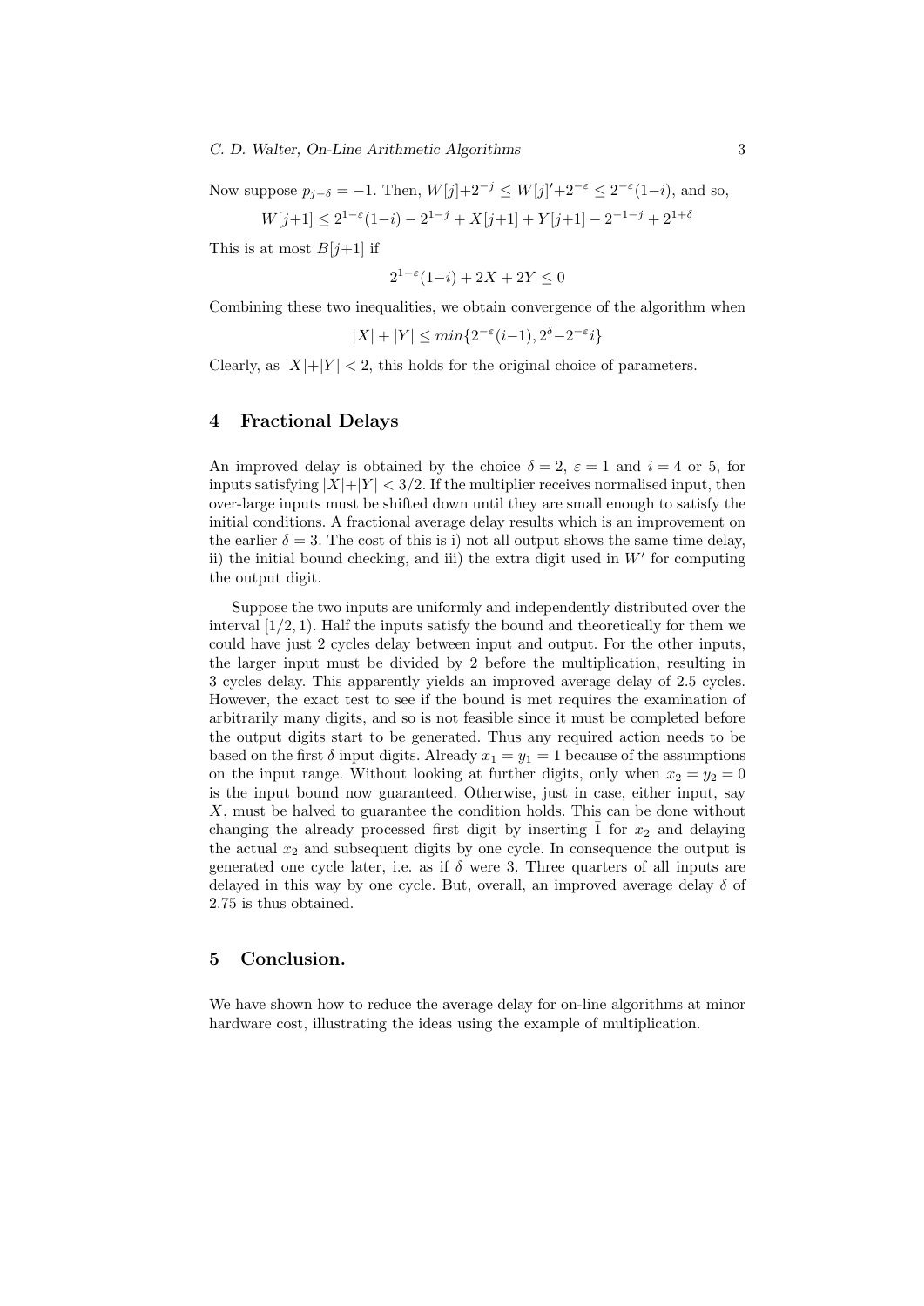Now suppose $p_{j-\delta} = -1$. Then, $W[j]+2^{-j} \leq W[j]'+2^{-\varepsilon} \leq 2^{-\varepsilon}(1-i)$, and so,

$$W[j+1] \leq 2^{1-\varepsilon}(1-i) - 2^{1-j} + X[j+1] + Y[j+1] - 2^{-1-j} + 2^{1+\delta}$$

This is at most $B[j+1]$ if

$$2^{1-\varepsilon}(1-i) + 2X + 2Y \leq 0$$

Combining these two inequalities, we obtain convergence of the algorithm when

$$|X| + |Y| \leq min\{2^{-\varepsilon}(i-1), 2^{\delta} - 2^{-\varepsilon}i\}$$

Clearly, as $|X|+|Y| < 2$, this holds for the original choice of parameters.

## 4 Fractional Delays

An improved delay is obtained by the choice $\delta = 2$, $\varepsilon = 1$ and $i = 4$ or $5$, for inputs satisfying $|X|+|Y| < 3/2$. If the multiplier receives normalised input, then over-large inputs must be shifted down until they are small enough to satisfy the initial conditions. A fractional average delay results which is an improvement on the earlier $\delta = 3$. The cost of this is i) not all output shows the same time delay, ii) the initial bound checking, and iii) the extra digit used in $W'$ for computing the output digit.

Suppose the two inputs are uniformly and independently distributed over the interval $[1/2, 1)$. Half the inputs satisfy the bound and theoretically for them we could have just 2 cycles delay between input and output. For the other inputs, the larger input must be divided by 2 before the multiplication, resulting in 3 cycles delay. This apparently yields an improved average delay of 2.5 cycles. However, the exact test to see if the bound is met requires the examination of arbitrarily many digits, and so is not feasible since it must be completed before the output digits start to be generated. Thus any required action needs to be based on the first $\delta$ input digits. Already $x_1 = y_1 = 1$ because of the assumptions on the input range. Without looking at further digits, only when $x_2 = y_2 = 0$ is the input bound now guaranteed. Otherwise, just in case, either input, say $X$, must be halved to guarantee the condition holds. This can be done without changing the already processed first digit by inserting $\bar{1}$ for $x_2$ and delaying the actual $x_2$ and subsequent digits by one cycle. In consequence the output is generated one cycle later, i.e. as if $\delta$ were 3. Three quarters of all inputs are delayed in this way by one cycle. But, overall, an improved average delay $\delta$ of 2.75 is thus obtained.

## 5 Conclusion.

We have shown how to reduce the average delay for on-line algorithms at minor hardware cost, illustrating the ideas using the example of multiplication.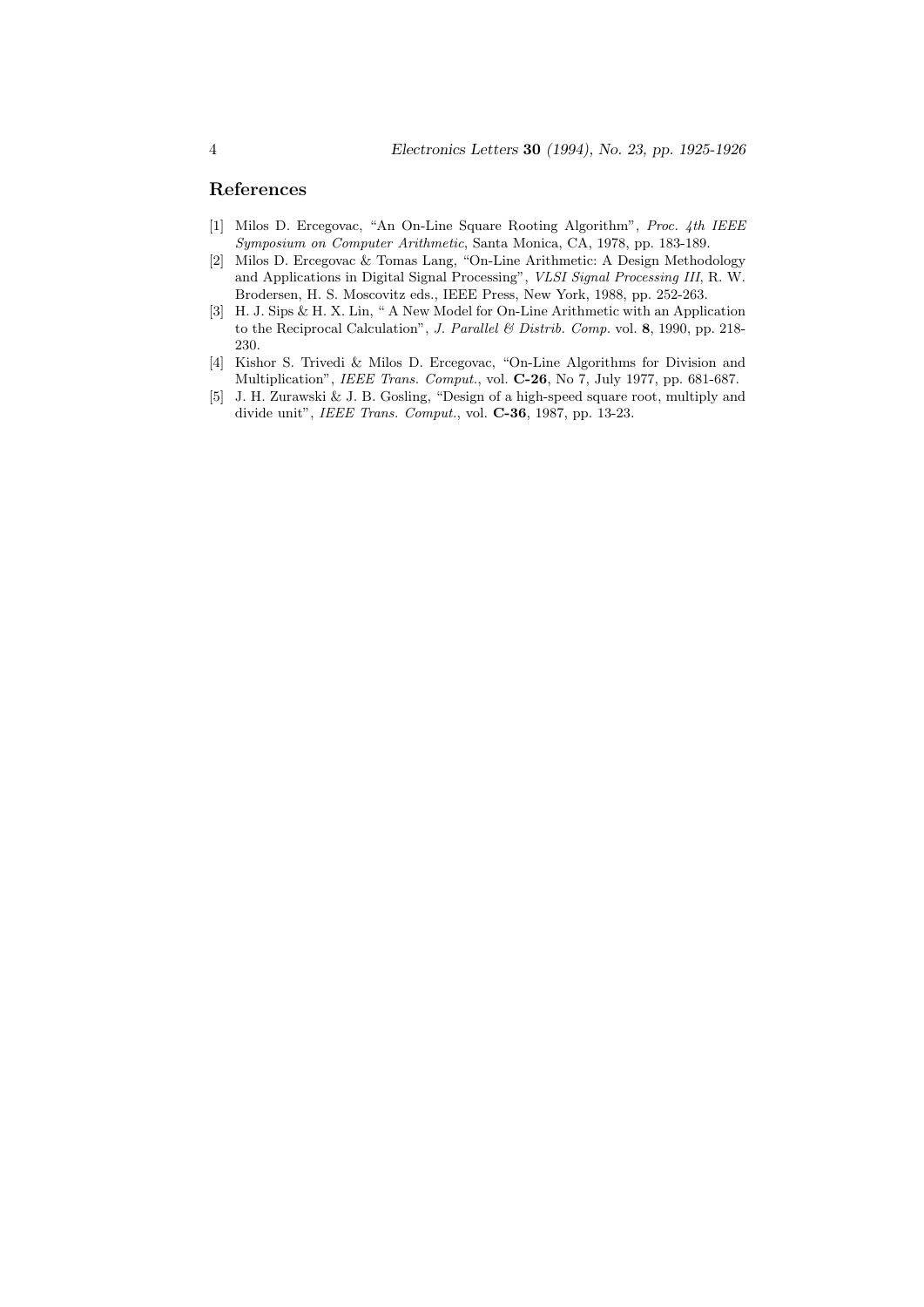## References

[1] Milos D. Ercegovac, "An On-Line Square Rooting Algorithm", *Proc. 4th IEEE Symposium on Computer Arithmetic*, Santa Monica, CA, 1978, pp. 183-189.

[2] Milos D. Ercegovac & Tomas Lang, "On-Line Arithmetic: A Design Methodology and Applications in Digital Signal Processing", *VLSI Signal Processing III*, R. W. Brodersen, H. S. Moscovitz eds., IEEE Press, New York, 1988, pp. 252-263.

[3] H. J. Sips & H. X. Lin, " A New Model for On-Line Arithmetic with an Application to the Reciprocal Calculation", *J. Parallel & Distrib. Comp.* vol. **8**, 1990, pp. 218-230.

[4] Kishor S. Trivedi & Milos D. Ercegovac, "On-Line Algorithms for Division and Multiplication", *IEEE Trans. Comput.*, vol. **C-26**, No 7, July 1977, pp. 681-687.

[5] J. H. Zurawski & J. B. Gosling, "Design of a high-speed square root, multiply and divide unit", *IEEE Trans. Comput.*, vol. **C-36**, 1987, pp. 13-23.